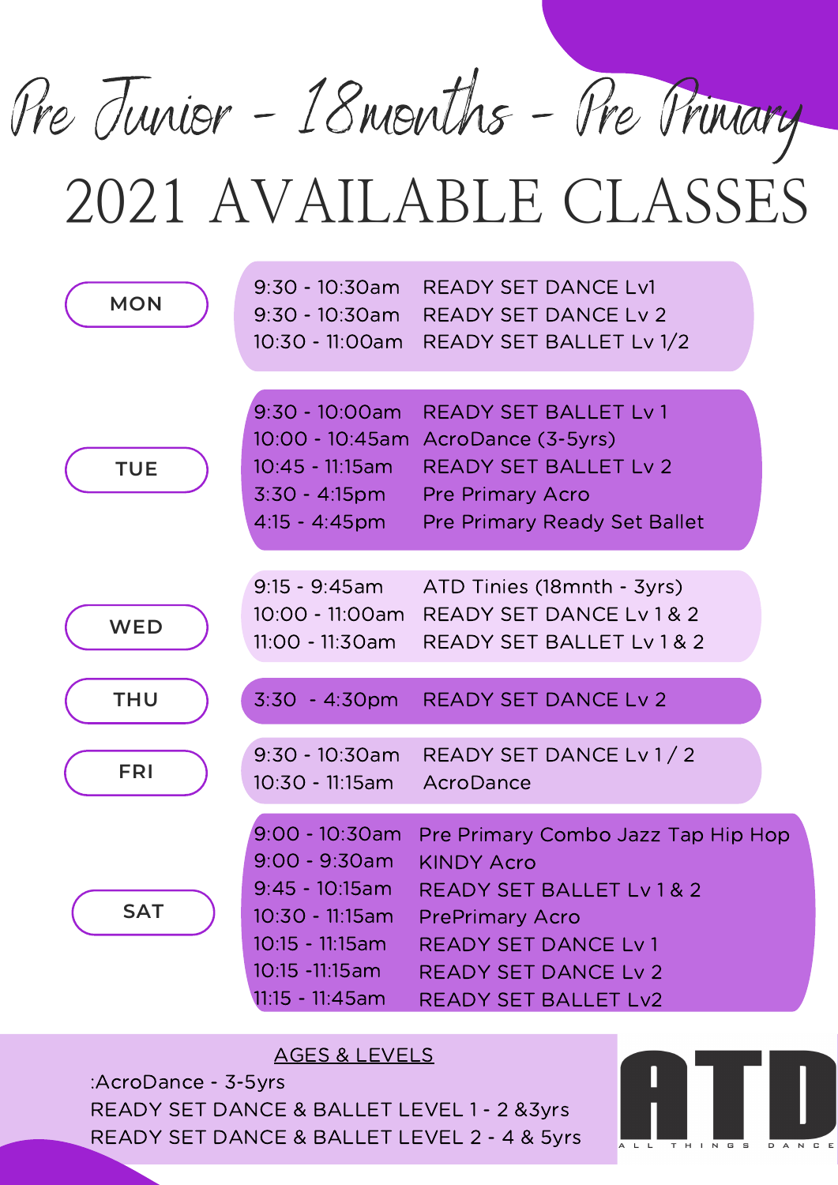# Pre Junior - 18months - Pre Primary

# 2021 AVAILABLE CLASSES

| Day | Time | Class |
| --- | --- | --- |
| MON | 9:30 - 10:30am | READY SET DANCE Lv1 |
| | 9:30 - 10:30am | READY SET DANCE Lv 2 |
| | 10:30 - 11:00am | READY SET BALLET Lv 1/2 |
| TUE | 9:30 - 10:00am | READY SET BALLET Lv 1 |
| | 10:00 - 10:45am | AcroDance (3-5yrs) |
| | 10:45 - 11:15am | READY SET BALLET Lv 2 |
| | 3:30 - 4:15pm | Pre Primary Acro |
| | 4:15 - 4:45pm | Pre Primary Ready Set Ballet |
| WED | 9:15 - 9:45am | ATD Tinies (18mnth - 3yrs) |
| | 10:00 - 11:00am | READY SET DANCE Lv 1 & 2 |
| | 11:00 - 11:30am | READY SET BALLET Lv 1 & 2 |
| THU | 3:30 - 4:30pm | READY SET DANCE Lv 2 |
| FRI | 9:30 - 10:30am | READY SET DANCE Lv 1 / 2 |
| | 10:30 - 11:15am | AcroDance |
| SAT | 9:00 - 10:30am | Pre Primary Combo Jazz Tap Hip Hop |
| | 9:00 - 9:30am | KINDY Acro |
| | 9:45 - 10:15am | READY SET BALLET Lv 1 & 2 |
| | 10:30 - 11:15am | PrePrimary Acro |
| | 10:15 - 11:15am | READY SET DANCE Lv 1 |
| | 10:15 -11:15am | READY SET DANCE Lv 2 |
| | 11:15 - 11:45am | READY SET BALLET Lv2 |

## AGES & LEVELS

:AcroDance - 3-5yrs
READY SET DANCE & BALLET LEVEL 1 - 2 &3yrs
READY SET DANCE & BALLET LEVEL 2 - 4 & 5yrs

ATD
ALL THINGS DANCE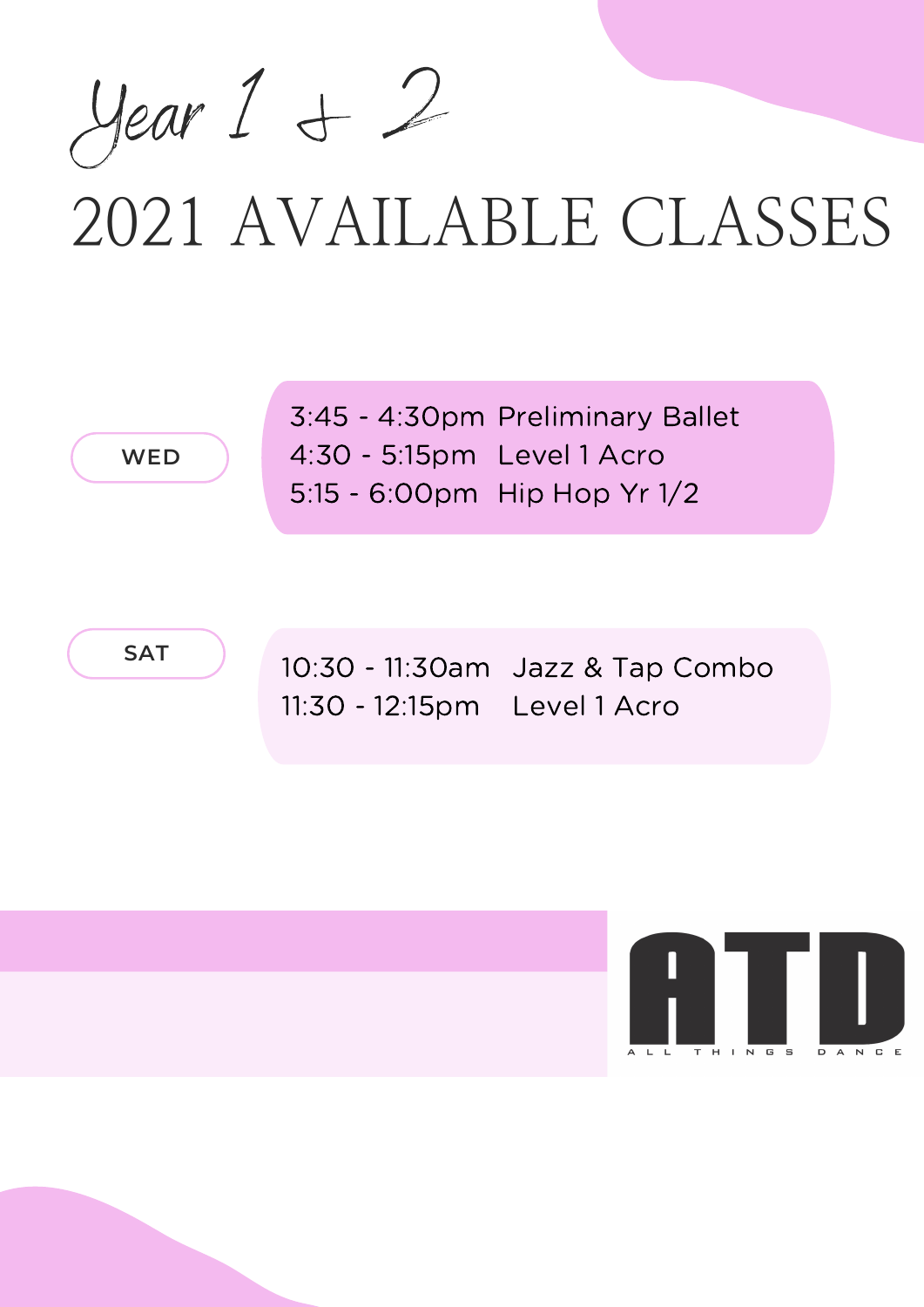# Year 1 & 2

## 2021 AVAILABLE CLASSES

**WED**

| Time | Class |
| --- | --- |
| 3:45 - 4:30pm | Preliminary Ballet |
| 4:30 - 5:15pm | Level 1 Acro |
| 5:15 - 6:00pm | Hip Hop Yr 1/2 |

**SAT**

| Time | Class |
| --- | --- |
| 10:30 - 11:30am | Jazz & Tap Combo |
| 11:30 - 12:15pm | Level 1 Acro |

ATD
ALL THINGS DANCE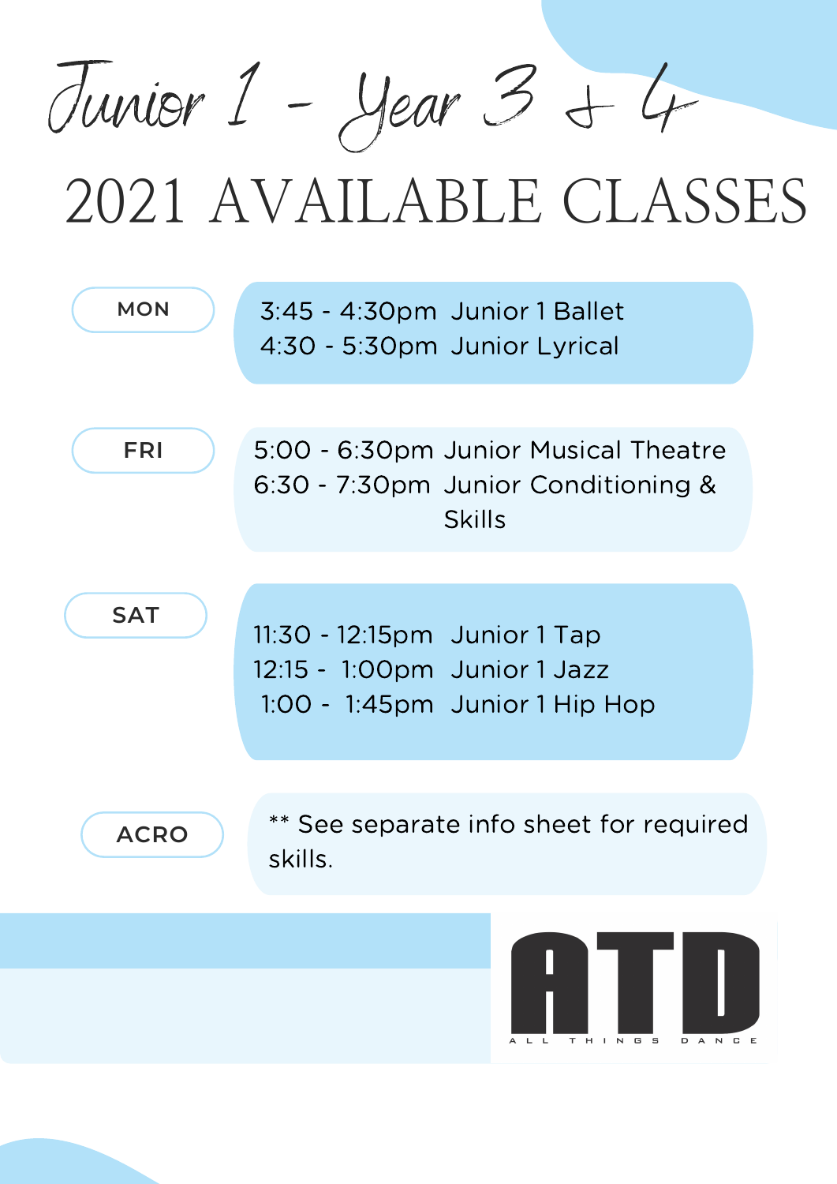# Junior 1 - Year 3 & 4

## 2021 AVAILABLE CLASSES

**MON**

3:45 - 4:30pm Junior 1 Ballet
4:30 - 5:30pm Junior Lyrical

**FRI**

5:00 - 6:30pm Junior Musical Theatre
6:30 - 7:30pm Junior Conditioning & Skills

**SAT**

11:30 - 12:15pm Junior 1 Tap
12:15 - 1:00pm Junior 1 Jazz
1:00 - 1:45pm Junior 1 Hip Hop

**ACRO**

** See separate info sheet for required skills.

ATD
ALL THINGS DANCE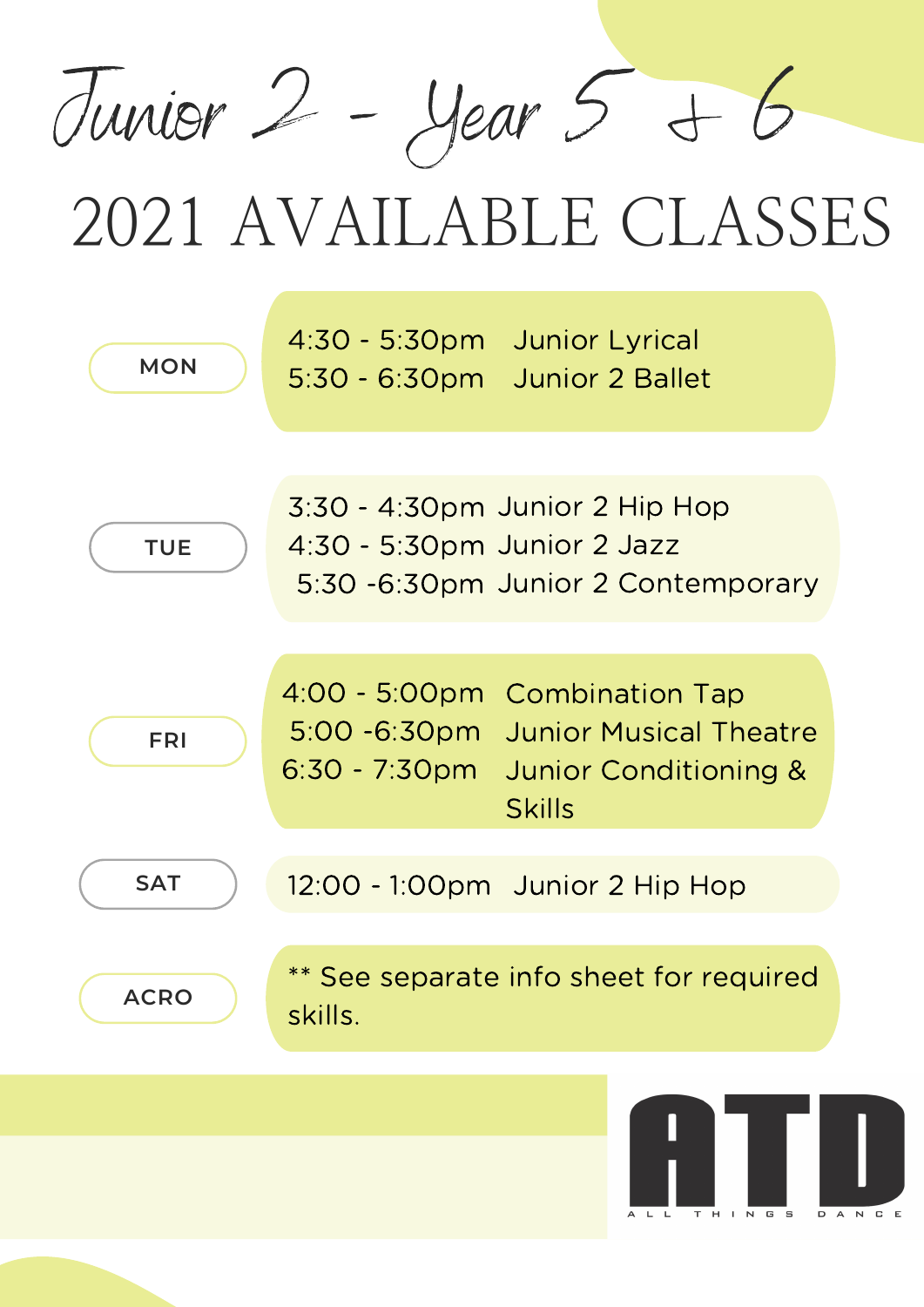# Junior 2 - Year 5 & 6

## 2021 AVAILABLE CLASSES

| Day | Time | Class |
|---|---|---|
| MON | 4:30 - 5:30pm | Junior Lyrical |
| | 5:30 - 6:30pm | Junior 2 Ballet |
| TUE | 3:30 - 4:30pm | Junior 2 Hip Hop |
| | 4:30 - 5:30pm | Junior 2 Jazz |
| | 5:30 -6:30pm | Junior 2 Contemporary |
| FRI | 4:00 - 5:00pm | Combination Tap |
| | 5:00 -6:30pm | Junior Musical Theatre |
| | 6:30 - 7:30pm | Junior Conditioning & Skills |
| SAT | 12:00 - 1:00pm | Junior 2 Hip Hop |
| ACRO | ** See separate info sheet for required skills. | |

ATD
ALL THINGS DANCE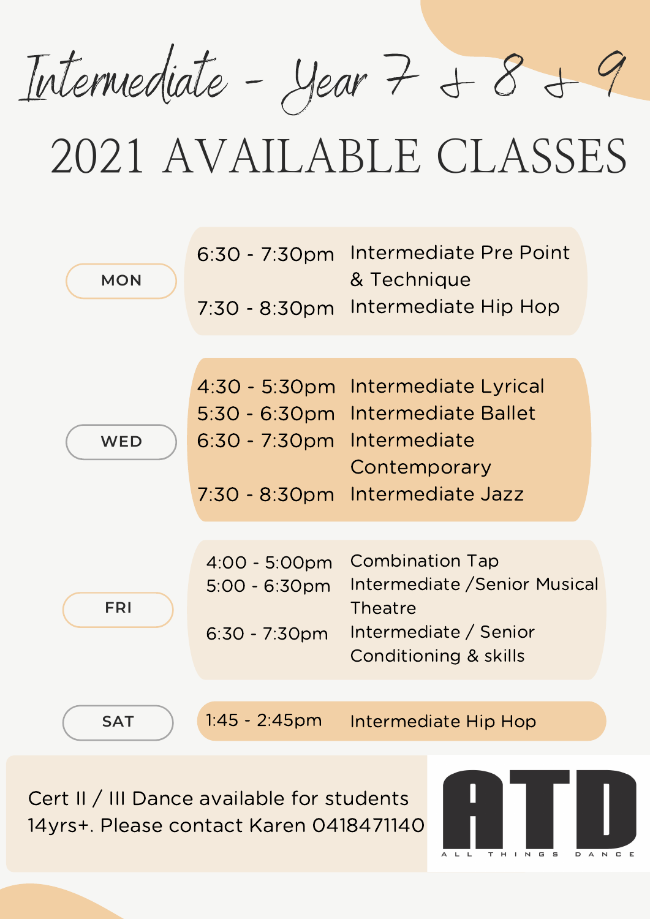# Intermediate - Year 7 & 8 & 9

## 2021 AVAILABLE CLASSES

| Day | Time | Class |
| --- | --- | --- |
| MON | 6:30 - 7:30pm | Intermediate Pre Point & Technique |
| | 7:30 - 8:30pm | Intermediate Hip Hop |
| WED | 4:30 - 5:30pm | Intermediate Lyrical |
| | 5:30 - 6:30pm | Intermediate Ballet |
| | 6:30 - 7:30pm | Intermediate Contemporary |
| | 7:30 - 8:30pm | Intermediate Jazz |
| FRI | 4:00 - 5:00pm | Combination Tap |
| | 5:00 - 6:30pm | Intermediate /Senior Musical Theatre |
| | 6:30 - 7:30pm | Intermediate / Senior Conditioning & skills |
| SAT | 1:45 - 2:45pm | Intermediate Hip Hop |

Cert II / III Dance available for students 14yrs+. Please contact Karen 0418471140

ATD
ALL THINGS DANCE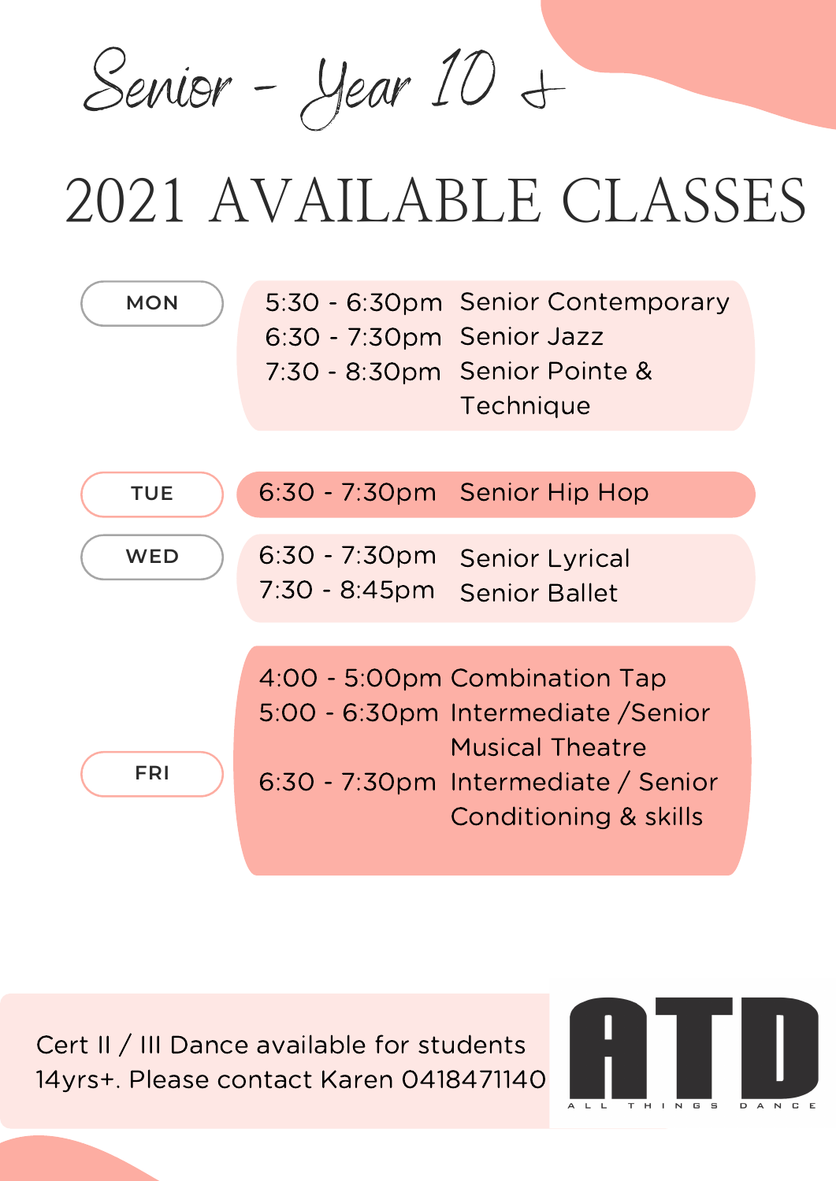# Senior - Year 10 +

## 2021 AVAILABLE CLASSES

| Day | Time | Class |
| --- | --- | --- |
| MON | 5:30 - 6:30pm | Senior Contemporary |
| | 6:30 - 7:30pm | Senior Jazz |
| | 7:30 - 8:30pm | Senior Pointe & Technique |
| TUE | 6:30 - 7:30pm | Senior Hip Hop |
| WED | 6:30 - 7:30pm | Senior Lyrical |
| | 7:30 - 8:45pm | Senior Ballet |
| FRI | 4:00 - 5:00pm | Combination Tap |
| | 5:00 - 6:30pm | Intermediate /Senior Musical Theatre |
| | 6:30 - 7:30pm | Intermediate / Senior Conditioning & skills |

Cert II / III Dance available for students 14yrs+. Please contact Karen 0418471140

ATD
ALL THINGS DANCE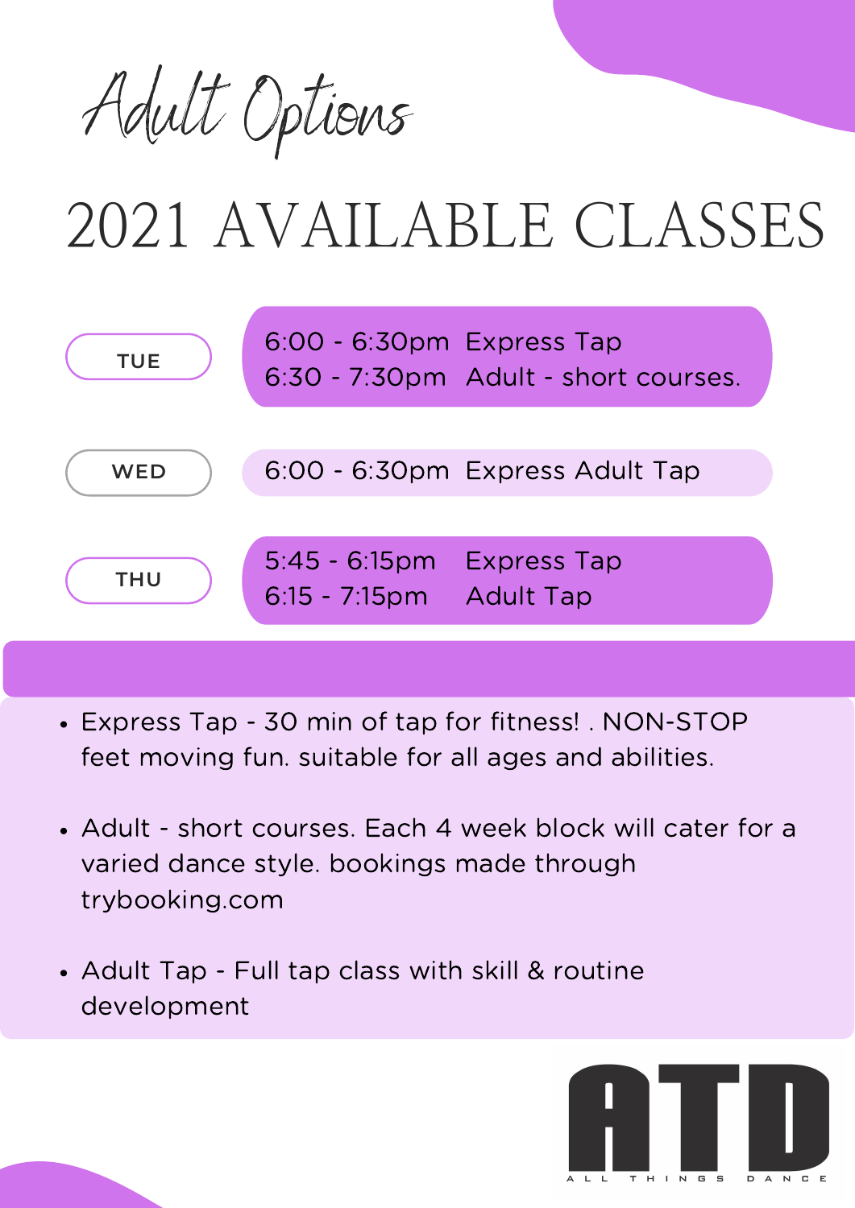# Adult Options

## 2021 AVAILABLE CLASSES

| Day | Time | Class |
|---|---|---|
| TUE | 6:00 - 6:30pm | Express Tap |
| | 6:30 - 7:30pm | Adult - short courses. |
| WED | 6:00 - 6:30pm | Express Adult Tap |
| THU | 5:45 - 6:15pm | Express Tap |
| | 6:15 - 7:15pm | Adult Tap |

- Express Tap - 30 min of tap for fitness! . NON-STOP feet moving fun. suitable for all ages and abilities.
- Adult - short courses. Each 4 week block will cater for a varied dance style. bookings made through trybooking.com
- Adult Tap - Full tap class with skill & routine development

ATD

ALL THINGS DANCE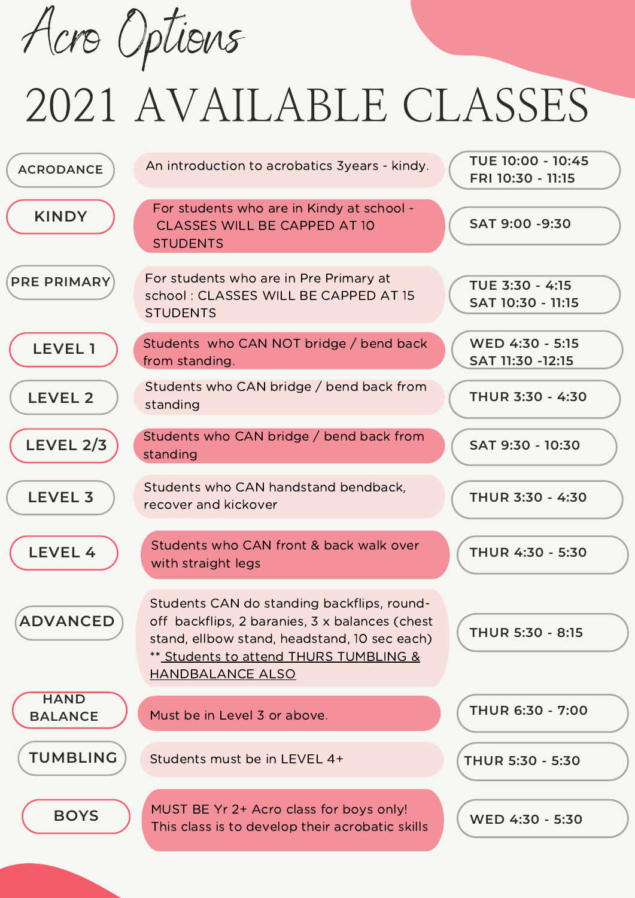# Acro Options

## 2021 AVAILABLE CLASSES

| Class | Description | Times |
|---|---|---|
| ACRODANCE | An introduction to acrobatics 3years - kindy. | TUE 10:00 - 10:45<br>FRI 10:30 - 11:15 |
| KINDY | For students who are in Kindy at school - CLASSES WILL BE CAPPED AT 10 STUDENTS | SAT 9:00 -9:30 |
| PRE PRIMARY | For students who are in Pre Primary at school : CLASSES WILL BE CAPPED AT 15 STUDENTS | TUE 3:30 - 4:15<br>SAT 10:30 - 11:15 |
| LEVEL 1 | Students who CAN NOT bridge / bend back from standing. | WED 4:30 - 5:15<br>SAT 11:30 -12:15 |
| LEVEL 2 | Students who CAN bridge / bend back from standing | THUR 3:30 - 4:30 |
| LEVEL 2/3 | Students who CAN bridge / bend back from standing | SAT 9:30 - 10:30 |
| LEVEL 3 | Students who CAN handstand bendback, recover and kickover | THUR 3:30 - 4:30 |
| LEVEL 4 | Students who CAN front & back walk over with straight legs | THUR 4:30 - 5:30 |
| ADVANCED | Students CAN do standing backflips, round-off backflips, 2 baranies, 3 x balances (chest stand, ellbow stand, headstand, 10 sec each)<br>** Students to attend THURS TUMBLING & HANDBALANCE ALSO | THUR 5:30 - 8:15 |
| HAND BALANCE | Must be in Level 3 or above. | THUR 6:30 - 7:00 |
| TUMBLING | Students must be in LEVEL 4+ | THUR 5:30 - 5:30 |
| BOYS | MUST BE Yr 2+ Acro class for boys only! This class is to develop their acrobatic skills | WED 4:30 - 5:30 |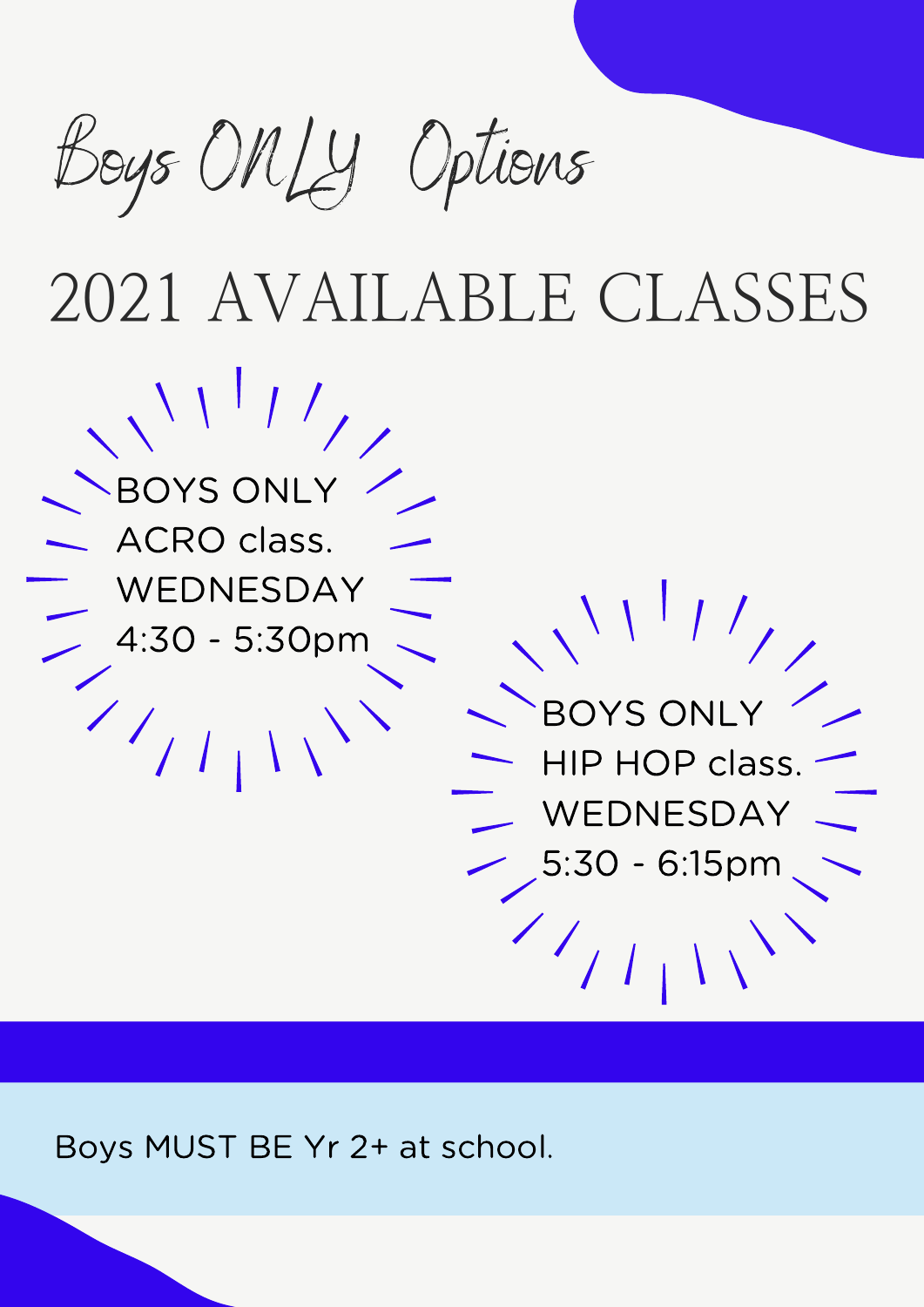# Boys ONLY Options

## 2021 AVAILABLE CLASSES

BOYS ONLY
ACRO class.
WEDNESDAY
4:30 - 5:30pm

BOYS ONLY
HIP HOP class.
WEDNESDAY
5:30 - 6:15pm

Boys MUST BE Yr 2+ at school.